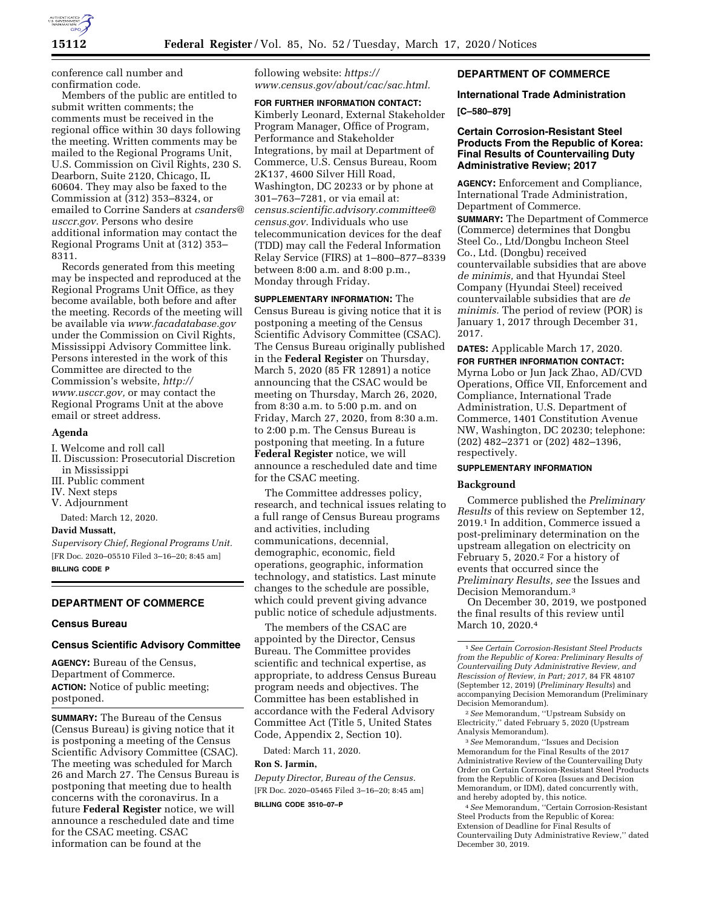conference call number and confirmation code.

Members of the public are entitled to submit written comments; the comments must be received in the regional office within 30 days following the meeting. Written comments may be mailed to the Regional Programs Unit, U.S. Commission on Civil Rights, 230 S. Dearborn, Suite 2120, Chicago, IL 60604. They may also be faxed to the Commission at (312) 353–8324, or emailed to Corrine Sanders at *csanders@usccr.gov*. Persons who desire additional information may contact the Regional Programs Unit at (312) 353–8311.

Records generated from this meeting may be inspected and reproduced at the Regional Programs Unit Office, as they become available, both before and after the meeting. Records of the meeting will be available via *www.facadatabase.gov* under the Commission on Civil Rights, Mississippi Advisory Committee link. Persons interested in the work of this Committee are directed to the Commission's website, *http://www.usccr.gov,* or may contact the Regional Programs Unit at the above email or street address.

### Agenda

I. Welcome and roll call
II. Discussion: Prosecutorial Discretion in Mississippi
III. Public comment
IV. Next steps
V. Adjournment

Dated: March 12, 2020.

**David Mussatt,**

*Supervisory Chief, Regional Programs Unit.*

[FR Doc. 2020–05510 Filed 3–16–20; 8:45 am]

**BILLING CODE P**

## DEPARTMENT OF COMMERCE

### Census Bureau

### Census Scientific Advisory Committee

**AGENCY:** Bureau of the Census, Department of Commerce.

**ACTION:** Notice of public meeting; postponed.

**SUMMARY:** The Bureau of the Census (Census Bureau) is giving notice that it is postponing a meeting of the Census Scientific Advisory Committee (CSAC). The meeting was scheduled for March 26 and March 27. The Census Bureau is postponing that meeting due to health concerns with the coronavirus. In a future **Federal Register** notice, we will announce a rescheduled date and time for the CSAC meeting. CSAC information can be found at the following website: *https://www.census.gov/about/cac/sac.html.*

**FOR FURTHER INFORMATION CONTACT:** Kimberly Leonard, External Stakeholder Program Manager, Office of Program, Performance and Stakeholder Integrations, by mail at Department of Commerce, U.S. Census Bureau, Room 2K137, 4600 Silver Hill Road, Washington, DC 20233 or by phone at 301–763–7281, or via email at: *census.scientific.advisory.committee@census.gov.* Individuals who use telecommunication devices for the deaf (TDD) may call the Federal Information Relay Service (FIRS) at 1–800–877–8339 between 8:00 a.m. and 8:00 p.m., Monday through Friday.

**SUPPLEMENTARY INFORMATION:** The Census Bureau is giving notice that it is postponing a meeting of the Census Scientific Advisory Committee (CSAC). The Census Bureau originally published in the **Federal Register** on Thursday, March 5, 2020 (85 FR 12891) a notice announcing that the CSAC would be meeting on Thursday, March 26, 2020, from 8:30 a.m. to 5:00 p.m. and on Friday, March 27, 2020, from 8:30 a.m. to 2:00 p.m. The Census Bureau is postponing that meeting. In a future **Federal Register** notice, we will announce a rescheduled date and time for the CSAC meeting.

The Committee addresses policy, research, and technical issues relating to a full range of Census Bureau programs and activities, including communications, decennial, demographic, economic, field operations, geographic, information technology, and statistics. Last minute changes to the schedule are possible, which could prevent giving advance public notice of schedule adjustments.

The members of the CSAC are appointed by the Director, Census Bureau. The Committee provides scientific and technical expertise, as appropriate, to address Census Bureau program needs and objectives. The Committee has been established in accordance with the Federal Advisory Committee Act (Title 5, United States Code, Appendix 2, Section 10).

Dated: March 11, 2020.

**Ron S. Jarmin,**

*Deputy Director, Bureau of the Census.*

[FR Doc. 2020–05465 Filed 3–16–20; 8:45 am]

**BILLING CODE 3510–07–P**

## DEPARTMENT OF COMMERCE

### International Trade Administration

**[C–580–879]**

### Certain Corrosion-Resistant Steel Products From the Republic of Korea: Final Results of Countervailing Duty Administrative Review; 2017

**AGENCY:** Enforcement and Compliance, International Trade Administration, Department of Commerce.

**SUMMARY:** The Department of Commerce (Commerce) determines that Dongbu Steel Co., Ltd/Dongbu Incheon Steel Co., Ltd. (Dongbu) received countervailable subsidies that are above *de minimis,* and that Hyundai Steel Company (Hyundai Steel) received countervailable subsidies that are *de minimis.* The period of review (POR) is January 1, 2017 through December 31, 2017.

**DATES:** Applicable March 17, 2020.

**FOR FURTHER INFORMATION CONTACT:** Myrna Lobo or Jun Jack Zhao, AD/CVD Operations, Office VII, Enforcement and Compliance, International Trade Administration, U.S. Department of Commerce, 1401 Constitution Avenue NW, Washington, DC 20230; telephone: (202) 482–2371 or (202) 482–1396, respectively.

**SUPPLEMENTARY INFORMATION**

### Background

Commerce published the *Preliminary Results* of this review on September 12, 2019.[1] In addition, Commerce issued a post-preliminary determination on the upstream allegation on electricity on February 5, 2020.[2] For a history of events that occurred since the *Preliminary Results, see* the Issues and Decision Memorandum.[3]

On December 30, 2019, we postponed the final results of this review until March 10, 2020.[4]

---

[1] *See Certain Corrosion-Resistant Steel Products from the Republic of Korea: Preliminary Results of Countervailing Duty Administrative Review, and Rescission of Review, in Part; 2017,* 84 FR 48107 (September 12, 2019) (*Preliminary Results*) and accompanying Decision Memorandum (Preliminary Decision Memorandum).

[2] *See* Memorandum, ''Upstream Subsidy on Electricity,'' dated February 5, 2020 (Upstream Analysis Memorandum).

[3] *See* Memorandum, ''Issues and Decision Memorandum for the Final Results of the 2017 Administrative Review of the Countervailing Duty Order on Certain Corrosion-Resistant Steel Products from the Republic of Korea (Issues and Decision Memorandum, or IDM), dated concurrently with, and hereby adopted by, this notice.

[4] *See* Memorandum, ''Certain Corrosion-Resistant Steel Products from the Republic of Korea: Extension of Deadline for Final Results of Countervailing Duty Administrative Review,'' dated December 30, 2019.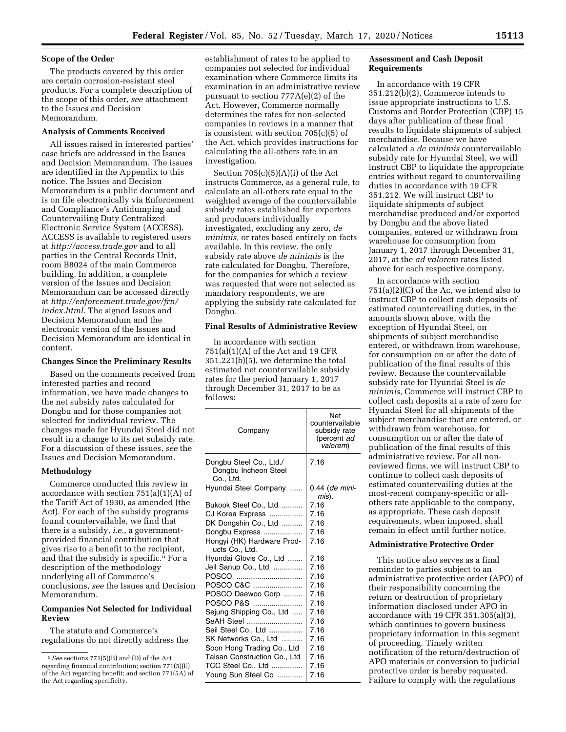**Scope of the Order**

The products covered by this order are certain corrosion-resistant steel products. For a complete description of the scope of this order, *see* attachment to the Issues and Decision Memorandum.

**Analysis of Comments Received**

All issues raised in interested parties' case briefs are addressed in the Issues and Decision Memorandum. The issues are identified in the Appendix to this notice. The Issues and Decision Memorandum is a public document and is on file electronically via Enforcement and Compliance's Antidumping and Countervailing Duty Centralized Electronic Service System (ACCESS). ACCESS is available to registered users at *http://access.trade.gov* and to all parties in the Central Records Unit, room B8024 of the main Commerce building. In addition, a complete version of the Issues and Decision Memorandum can be accessed directly at *http://enforcement.trade.gov/frn/index.html.* The signed Issues and Decision Memorandum and the electronic version of the Issues and Decision Memorandum are identical in content.

**Changes Since the Preliminary Results**

Based on the comments received from interested parties and record information, we have made changes to the net subsidy rates calculated for Dongbu and for those companies not selected for individual review. The changes made for Hyundai Steel did not result in a change to its net subsidy rate. For a discussion of these issues, *see* the Issues and Decision Memorandum.

**Methodology**

Commerce conducted this review in accordance with section 751(a)(1)(A) of the Tariff Act of 1930, as amended (the Act). For each of the subsidy programs found countervailable, we find that there is a subsidy, *i.e.,* a government-provided financial contribution that gives rise to a benefit to the recipient, and that the subsidy is specific.[5] For a description of the methodology underlying all of Commerce's conclusions, *see* the Issues and Decision Memorandum.

**Companies Not Selected for Individual Review**

The statute and Commerce's regulations do not directly address the establishment of rates to be applied to companies not selected for individual examination where Commerce limits its examination in an administrative review pursuant to section 777A(e)(2) of the Act. However, Commerce normally determines the rates for non-selected companies in reviews in a manner that is consistent with section 705(c)(5) of the Act, which provides instructions for calculating the all-others rate in an investigation.

Section 705(c)(5)(A)(i) of the Act instructs Commerce, as a general rule, to calculate an all-others rate equal to the weighted average of the countervailable subsidy rates established for exporters and producers individually investigated, excluding any zero, *de minimis,* or rates based entirely on facts available. In this review, the only subsidy rate above *de minimis* is the rate calculated for Dongbu. Therefore, for the companies for which a review was requested that were not selected as mandatory respondents, we are applying the subsidy rate calculated for Dongbu.

**Final Results of Administrative Review**

In accordance with section 751(a)(1)(A) of the Act and 19 CFR 351.221(b)(5), we determine the total estimated net countervailable subsidy rates for the period January 1, 2017 through December 31, 2017 to be as follows:

| Company | Net countervailable subsidy rate (percent *ad valorem*) |
|---|---|
| Dongbu Steel Co., Ltd./Dongbu Incheon Steel Co., Ltd. | 7.16 |
| Hyundai Steel Company | 0.44 (*de minimis*). |
| Bukook Steel Co., Ltd | 7.16 |
| CJ Korea Express | 7.16 |
| DK Dongshin Co., Ltd | 7.16 |
| Dongbu Express | 7.16 |
| Hongyi (HK) Hardware Products Co., Ltd. | 7.16 |
| Hyundai Glovis Co., Ltd | 7.16 |
| Jeil Sanup Co., Ltd | 7.16 |
| POSCO | 7.16 |
| POSCO C&C | 7.16 |
| POSCO Daewoo Corp | 7.16 |
| POSCO P&S | 7.16 |
| Sejung Shipping Co., Ltd | 7.16 |
| SeAH Steel | 7.16 |
| Seil Steel Co., Ltd | 7.16 |
| SK Networks Co., Ltd | 7.16 |
| Soon Hong Trading Co., Ltd | 7.16 |
| Taisan Construction Co., Ltd | 7.16 |
| TCC Steel Co., Ltd | 7.16 |
| Young Sun Steel Co | 7.16 |

**Assessment and Cash Deposit Requirements**

In accordance with 19 CFR 351.212(b)(2), Commerce intends to issue appropriate instructions to U.S. Customs and Border Protection (CBP) 15 days after publication of these final results to liquidate shipments of subject merchandise. Because we have calculated a *de minimis* countervailable subsidy rate for Hyundai Steel, we will instruct CBP to liquidate the appropriate entries without regard to countervailing duties in accordance with 19 CFR 351.212. We will instruct CBP to liquidate shipments of subject merchandise produced and/or exported by Dongbu and the above listed companies, entered or withdrawn from warehouse for consumption from January 1, 2017 through December 31, 2017, at the *ad valorem* rates listed above for each respective company.

In accordance with section 751(a)(2)(C) of the Ac, we intend also to instruct CBP to collect cash deposits of estimated countervailing duties, in the amounts shown above, with the exception of Hyundai Steel, on shipments of subject merchandise entered, or withdrawn from warehouse, for consumption on or after the date of publication of the final results of this review. Because the countervailable subsidy rate for Hyundai Steel is *de minimis,* Commerce will instruct CBP to collect cash deposits at a rate of zero for Hyundai Steel for all shipments of the subject merchandise that are entered, or withdrawn from warehouse, for consumption on or after the date of publication of the final results of this administrative review. For all non-reviewed firms, we will instruct CBP to continue to collect cash deposits of estimated countervailing duties at the most-recent company-specific or all-others rate applicable to the company, as appropriate. These cash deposit requirements, when imposed, shall remain in effect until further notice.

**Administrative Protective Order**

This notice also serves as a final reminder to parties subject to an administrative protective order (APO) of their responsibility concerning the return or destruction of proprietary information disclosed under APO in accordance with 19 CFR 351.305(a)(3), which continues to govern business proprietary information in this segment of proceeding. Timely written notification of the return/destruction of APO materials or conversion to judicial protective order is hereby requested. Failure to comply with the regulations

[5] *See* sections 771(5)(B) and (D) of the Act regarding financial contribution; section 771(5)(E) of the Act regarding benefit; and section 771(5A) of the Act regarding specificity.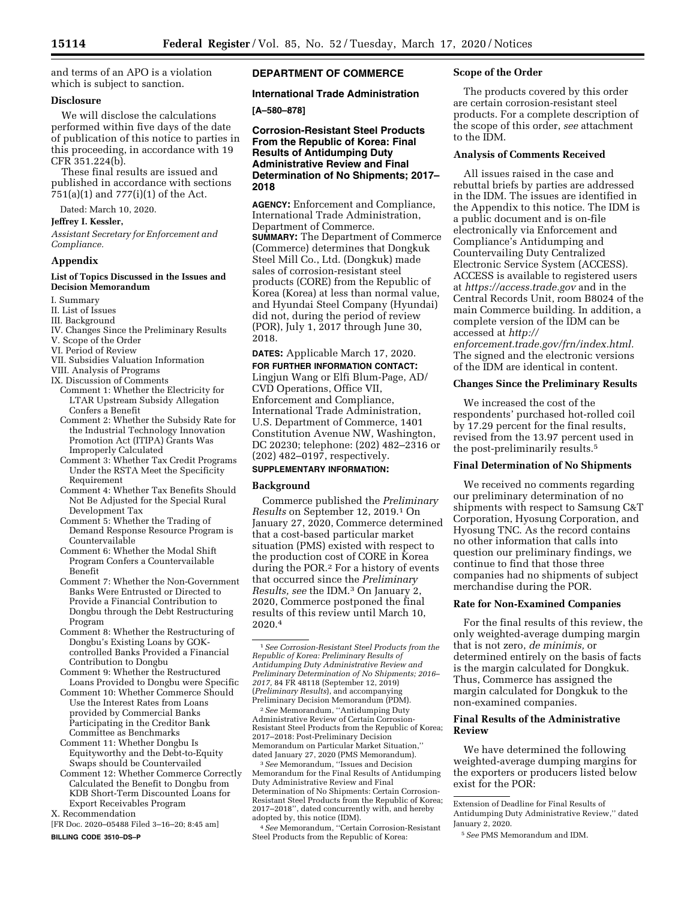and terms of an APO is a violation which is subject to sanction.

### Disclosure

We will disclose the calculations performed within five days of the date of publication of this notice to parties in this proceeding, in accordance with 19 CFR 351.224(b).

These final results are issued and published in accordance with sections 751(a)(1) and 777(i)(1) of the Act.

Dated: March 10, 2020.

**Jeffrey I. Kessler,**

*Assistant Secretary for Enforcement and Compliance.*

## Appendix

### List of Topics Discussed in the Issues and Decision Memorandum

I. Summary
II. List of Issues
III. Background
IV. Changes Since the Preliminary Results
V. Scope of the Order
VI. Period of Review
VII. Subsidies Valuation Information
VIII. Analysis of Programs
IX. Discussion of Comments
Comment 1: Whether the Electricity for LTAR Upstream Subsidy Allegation Confers a Benefit
Comment 2: Whether the Subsidy Rate for the Industrial Technology Innovation Promotion Act (ITIPA) Grants Was Improperly Calculated
Comment 3: Whether Tax Credit Programs Under the RSTA Meet the Specificity Requirement
Comment 4: Whether Tax Benefits Should Not Be Adjusted for the Special Rural Development Tax
Comment 5: Whether the Trading of Demand Response Resource Program is Countervailable
Comment 6: Whether the Modal Shift Program Confers a Countervailable Benefit
Comment 7: Whether the Non-Government Banks Were Entrusted or Directed to Provide a Financial Contribution to Dongbu through the Debt Restructuring Program
Comment 8: Whether the Restructuring of Dongbu's Existing Loans by GOK-controlled Banks Provided a Financial Contribution to Dongbu
Comment 9: Whether the Restructured Loans Provided to Dongbu were Specific
Comment 10: Whether Commerce Should Use the Interest Rates from Loans provided by Commercial Banks Participating in the Creditor Bank Committee as Benchmarks
Comment 11: Whether Dongbu Is Equityworthy and the Debt-to-Equity Swaps should be Countervailed
Comment 12: Whether Commerce Correctly Calculated the Benefit to Dongbu from KDB Short-Term Discounted Loans for Export Receivables Program
X. Recommendation

[FR Doc. 2020–05488 Filed 3–16–20; 8:45 am]

**BILLING CODE 3510–DS–P**

## DEPARTMENT OF COMMERCE

### International Trade Administration

**[A–580–878]**

### Corrosion-Resistant Steel Products From the Republic of Korea: Final Results of Antidumping Duty Administrative Review and Final Determination of No Shipments; 2017–2018

**AGENCY:** Enforcement and Compliance, International Trade Administration, Department of Commerce.

**SUMMARY:** The Department of Commerce (Commerce) determines that Dongkuk Steel Mill Co., Ltd. (Dongkuk) made sales of corrosion-resistant steel products (CORE) from the Republic of Korea (Korea) at less than normal value, and Hyundai Steel Company (Hyundai) did not, during the period of review (POR), July 1, 2017 through June 30, 2018.

**DATES:** Applicable March 17, 2020.

**FOR FURTHER INFORMATION CONTACT:** Lingjun Wang or Elfi Blum-Page, AD/CVD Operations, Office VII, Enforcement and Compliance, International Trade Administration, U.S. Department of Commerce, 1401 Constitution Avenue NW, Washington, DC 20230; telephone: (202) 482–2316 or (202) 482–0197, respectively.

**SUPPLEMENTARY INFORMATION:**

### Background

Commerce published the *Preliminary Results* on September 12, 2019.[1] On January 27, 2020, Commerce determined that a cost-based particular market situation (PMS) existed with respect to the production cost of CORE in Korea during the POR.[2] For a history of events that occurred since the *Preliminary Results, see* the IDM.[3] On January 2, 2020, Commerce postponed the final results of this review until March 10, 2020.[4]

[1] *See Corrosion-Resistant Steel Products from the Republic of Korea: Preliminary Results of Antidumping Duty Administrative Review and Preliminary Determination of No Shipments; 2016–2017,* 84 FR 48118 (September 12, 2019) (*Preliminary Results*), and accompanying Preliminary Decision Memorandum (PDM).

[2] *See* Memorandum, ''Antidumping Duty Administrative Review of Certain Corrosion-Resistant Steel Products from the Republic of Korea; 2017–2018: Post-Preliminary Decision Memorandum on Particular Market Situation,'' dated January 27, 2020 (PMS Memorandum).

[3] *See* Memorandum, ''Issues and Decision Memorandum for the Final Results of Antidumping Duty Administrative Review and Final Determination of No Shipments: Certain Corrosion-Resistant Steel Products from the Republic of Korea; 2017–2018'', dated concurrently with, and hereby adopted by, this notice (IDM).

[4] *See* Memorandum, ''Certain Corrosion-Resistant Steel Products from the Republic of Korea: Extension of Deadline for Final Results of Antidumping Duty Administrative Review,'' dated January 2, 2020.

### Scope of the Order

The products covered by this order are certain corrosion-resistant steel products. For a complete description of the scope of this order, *see* attachment to the IDM.

### Analysis of Comments Received

All issues raised in the case and rebuttal briefs by parties are addressed in the IDM. The issues are identified in the Appendix to this notice. The IDM is a public document and is on-file electronically via Enforcement and Compliance's Antidumping and Countervailing Duty Centralized Electronic Service System (ACCESS). ACCESS is available to registered users at *https://access.trade.gov* and in the Central Records Unit, room B8024 of the main Commerce building. In addition, a complete version of the IDM can be accessed at *http://enforcement.trade.gov/frn/index.html.* The signed and the electronic versions of the IDM are identical in content.

### Changes Since the Preliminary Results

We increased the cost of the respondents' purchased hot-rolled coil by 17.29 percent for the final results, revised from the 13.97 percent used in the post-preliminarily results.[5]

[5] *See* PMS Memorandum and IDM.

### Final Determination of No Shipments

We received no comments regarding our preliminary determination of no shipments with respect to Samsung C&T Corporation, Hyosung Corporation, and Hyosung TNC. As the record contains no other information that calls into question our preliminary findings, we continue to find that those three companies had no shipments of subject merchandise during the POR.

### Rate for Non-Examined Companies

For the final results of this review, the only weighted-average dumping margin that is not zero, *de minimis,* or determined entirely on the basis of facts is the margin calculated for Dongkuk. Thus, Commerce has assigned the margin calculated for Dongkuk to the non-examined companies.

### Final Results of the Administrative Review

We have determined the following weighted-average dumping margins for the exporters or producers listed below exist for the POR: